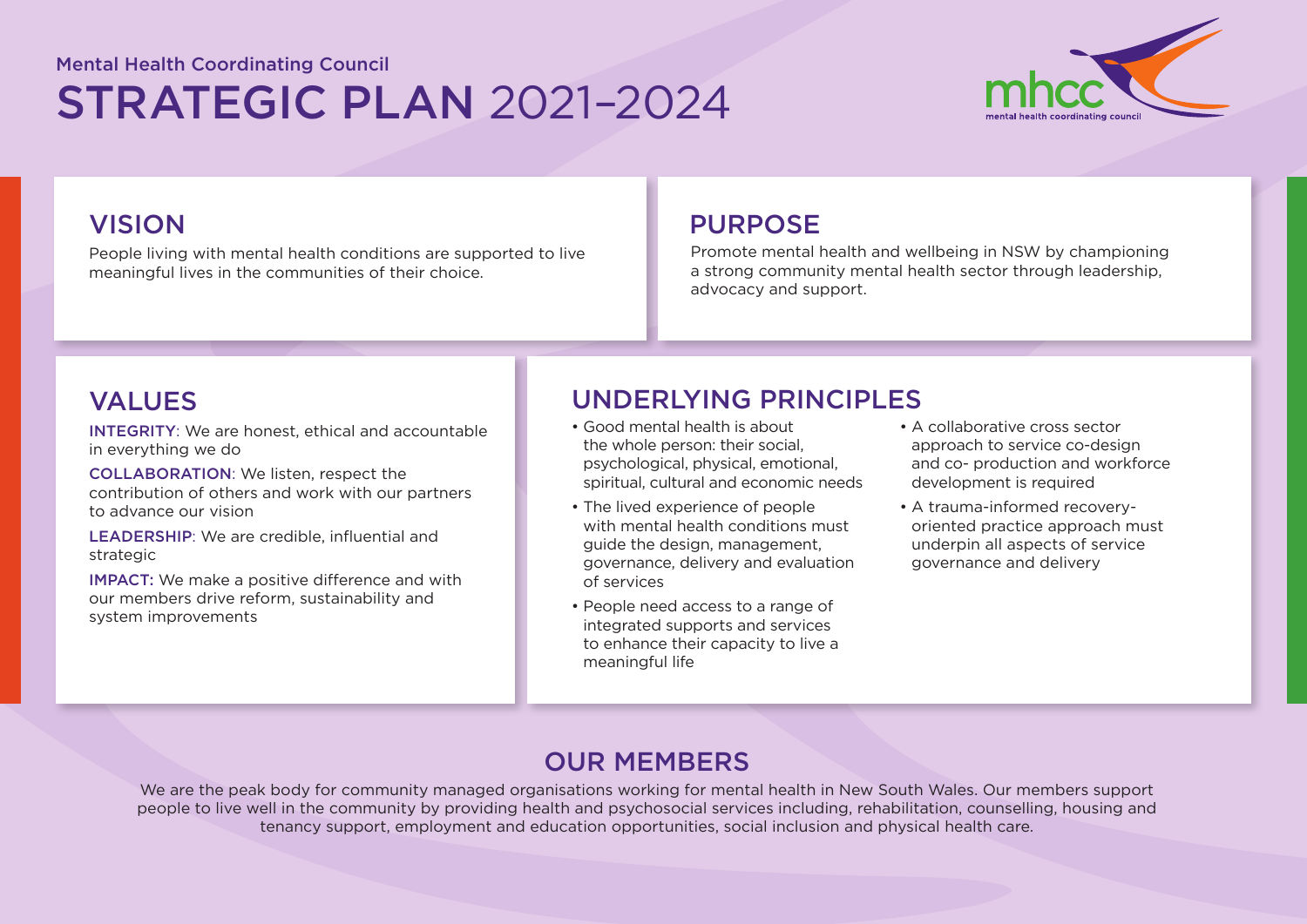Mental Health Coordinating Council

# STRATEGIC PLAN 2021–2024

## VISION

People living with mental health conditions are supported to live meaningful lives in the communities of their choice.

## PURPOSE

Promote mental health and wellbeing in NSW by championing a strong community mental health sector through leadership, advocacy and support.

## VALUES

**INTEGRITY**: We are honest, ethical and accountable in everything we do

**COLLABORATION**: We listen, respect the contribution of others and work with our partners to advance our vision

**LEADERSHIP**: We are credible, influential and strategic

**IMPACT:** We make a positive difference and with our members drive reform, sustainability and system improvements

## UNDERLYING PRINCIPLES

- Good mental health is about the whole person: their social, psychological, physical, emotional, spiritual, cultural and economic needs
- The lived experience of people with mental health conditions must guide the design, management, governance, delivery and evaluation of services
- People need access to a range of integrated supports and services to enhance their capacity to live a meaningful life
- A collaborative cross sector approach to service co-design and co- production and workforce development is required
- A trauma-informed recovery-oriented practice approach must underpin all aspects of service governance and delivery

## OUR MEMBERS

We are the peak body for community managed organisations working for mental health in New South Wales. Our members support people to live well in the community by providing health and psychosocial services including, rehabilitation, counselling, housing and tenancy support, employment and education opportunities, social inclusion and physical health care.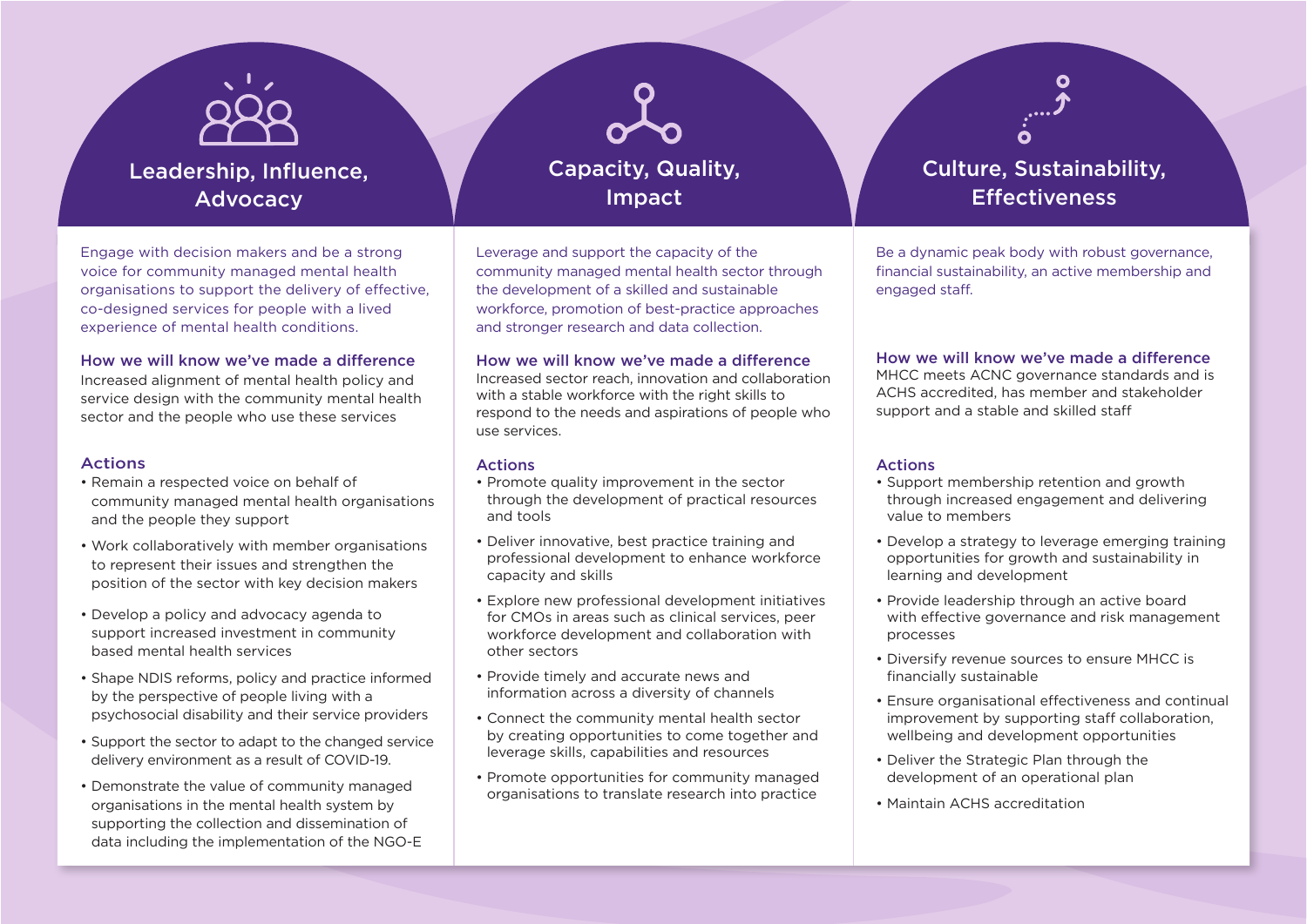## Leadership, Influence, Advocacy

Engage with decision makers and be a strong voice for community managed mental health organisations to support the delivery of effective, co-designed services for people with a lived experience of mental health conditions.

### How we will know we've made a difference

Increased alignment of mental health policy and service design with the community mental health sector and the people who use these services

### Actions

- Remain a respected voice on behalf of community managed mental health organisations and the people they support
- Work collaboratively with member organisations to represent their issues and strengthen the position of the sector with key decision makers
- Develop a policy and advocacy agenda to support increased investment in community based mental health services
- Shape NDIS reforms, policy and practice informed by the perspective of people living with a psychosocial disability and their service providers
- Support the sector to adapt to the changed service delivery environment as a result of COVID-19.
- Demonstrate the value of community managed organisations in the mental health system by supporting the collection and dissemination of data including the implementation of the NGO-E

## Capacity, Quality, Impact

Leverage and support the capacity of the community managed mental health sector through the development of a skilled and sustainable workforce, promotion of best-practice approaches and stronger research and data collection.

### How we will know we've made a difference

Increased sector reach, innovation and collaboration with a stable workforce with the right skills to respond to the needs and aspirations of people who use services.

### Actions

- Promote quality improvement in the sector through the development of practical resources and tools
- Deliver innovative, best practice training and professional development to enhance workforce capacity and skills
- Explore new professional development initiatives for CMOs in areas such as clinical services, peer workforce development and collaboration with other sectors
- Provide timely and accurate news and information across a diversity of channels
- Connect the community mental health sector by creating opportunities to come together and leverage skills, capabilities and resources
- Promote opportunities for community managed organisations to translate research into practice

## Culture, Sustainability, Effectiveness

Be a dynamic peak body with robust governance, financial sustainability, an active membership and engaged staff.

### How we will know we've made a difference

MHCC meets ACNC governance standards and is ACHS accredited, has member and stakeholder support and a stable and skilled staff

### Actions

- Support membership retention and growth through increased engagement and delivering value to members
- Develop a strategy to leverage emerging training opportunities for growth and sustainability in learning and development
- Provide leadership through an active board with effective governance and risk management processes
- Diversify revenue sources to ensure MHCC is financially sustainable
- Ensure organisational effectiveness and continual improvement by supporting staff collaboration, wellbeing and development opportunities
- Deliver the Strategic Plan through the development of an operational plan
- Maintain ACHS accreditation